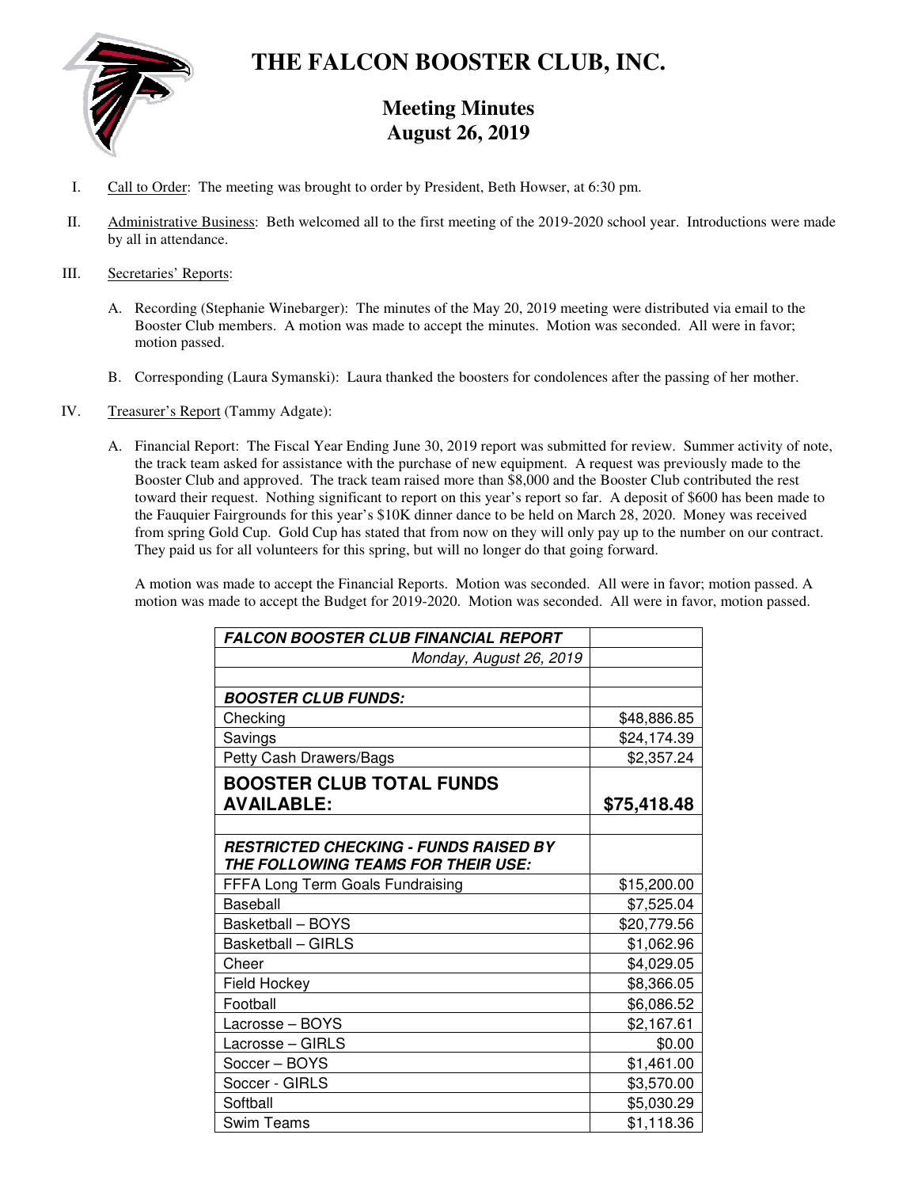# THE FALCON BOOSTER CLUB, INC.

## Meeting Minutes
## August 26, 2019

I. Call to Order: The meeting was brought to order by President, Beth Howser, at 6:30 pm.

II. Administrative Business: Beth welcomed all to the first meeting of the 2019-2020 school year. Introductions were made by all in attendance.

III. Secretaries' Reports:

A. Recording (Stephanie Winebarger): The minutes of the May 20, 2019 meeting were distributed via email to the Booster Club members. A motion was made to accept the minutes. Motion was seconded. All were in favor; motion passed.

B. Corresponding (Laura Symanski): Laura thanked the boosters for condolences after the passing of her mother.

IV. Treasurer's Report (Tammy Adgate):

A. Financial Report: The Fiscal Year Ending June 30, 2019 report was submitted for review. Summer activity of note, the track team asked for assistance with the purchase of new equipment. A request was previously made to the Booster Club and approved. The track team raised more than $8,000 and the Booster Club contributed the rest toward their request. Nothing significant to report on this year's report so far. A deposit of $600 has been made to the Fauquier Fairgrounds for this year's $10K dinner dance to be held on March 28, 2020. Money was received from spring Gold Cup. Gold Cup has stated that from now on they will only pay up to the number on our contract. They paid us for all volunteers for this spring, but will no longer do that going forward.

A motion was made to accept the Financial Reports. Motion was seconded. All were in favor; motion passed. A motion was made to accept the Budget for 2019-2020. Motion was seconded. All were in favor, motion passed.

| ***FALCON BOOSTER CLUB FINANCIAL REPORT*** | |
|---|---|
| *Monday, August 26, 2019* | |
| | |
| ***BOOSTER CLUB FUNDS:*** | |
| Checking | $48,886.85 |
| Savings | $24,174.39 |
| Petty Cash Drawers/Bags | $2,357.24 |
| **BOOSTER CLUB TOTAL FUNDS AVAILABLE:** | **$75,418.48** |
| | |
| ***RESTRICTED CHECKING - FUNDS RAISED BY THE FOLLOWING TEAMS FOR THEIR USE:*** | |
| FFFA Long Term Goals Fundraising | $15,200.00 |
| Baseball | $7,525.04 |
| Basketball – BOYS | $20,779.56 |
| Basketball – GIRLS | $1,062.96 |
| Cheer | $4,029.05 |
| Field Hockey | $8,366.05 |
| Football | $6,086.52 |
| Lacrosse – BOYS | $2,167.61 |
| Lacrosse – GIRLS | $0.00 |
| Soccer – BOYS | $1,461.00 |
| Soccer - GIRLS | $3,570.00 |
| Softball | $5,030.29 |
| Swim Teams | $1,118.36 |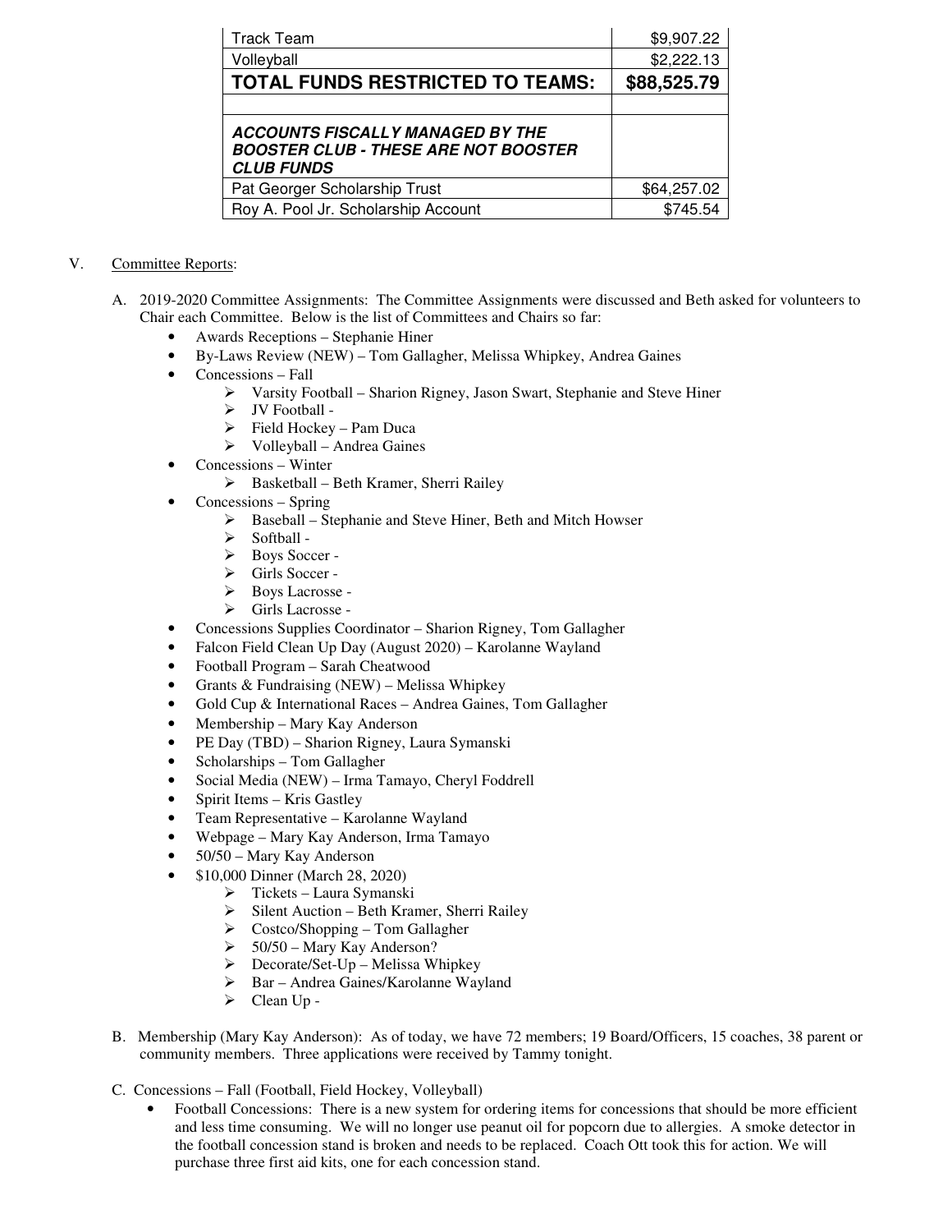| Track Team | $9,907.22 |
|---|---|
| Volleyball | $2,222.13 |
| **TOTAL FUNDS RESTRICTED TO TEAMS:** | **$88,525.79** |
| | |
| ***ACCOUNTS FISCALLY MANAGED BY THE BOOSTER CLUB - THESE ARE NOT BOOSTER CLUB FUNDS*** | |
| Pat Georger Scholarship Trust | $64,257.02 |
| Roy A. Pool Jr. Scholarship Account | $745.54 |

V. Committee Reports:

A. 2019-2020 Committee Assignments: The Committee Assignments were discussed and Beth asked for volunteers to Chair each Committee. Below is the list of Committees and Chairs so far:

- Awards Receptions – Stephanie Hiner
- By-Laws Review (NEW) – Tom Gallagher, Melissa Whipkey, Andrea Gaines
- Concessions – Fall
  - Varsity Football – Sharion Rigney, Jason Swart, Stephanie and Steve Hiner
  - JV Football -
  - Field Hockey – Pam Duca
  - Volleyball – Andrea Gaines
- Concessions – Winter
  - Basketball – Beth Kramer, Sherri Railey
- Concessions – Spring
  - Baseball – Stephanie and Steve Hiner, Beth and Mitch Howser
  - Softball -
  - Boys Soccer -
  - Girls Soccer -
  - Boys Lacrosse -
  - Girls Lacrosse -
- Concessions Supplies Coordinator – Sharion Rigney, Tom Gallagher
- Falcon Field Clean Up Day (August 2020) – Karolanne Wayland
- Football Program – Sarah Cheatwood
- Grants & Fundraising (NEW) – Melissa Whipkey
- Gold Cup & International Races – Andrea Gaines, Tom Gallagher
- Membership – Mary Kay Anderson
- PE Day (TBD) – Sharion Rigney, Laura Symanski
- Scholarships – Tom Gallagher
- Social Media (NEW) – Irma Tamayo, Cheryl Foddrell
- Spirit Items – Kris Gastley
- Team Representative – Karolanne Wayland
- Webpage – Mary Kay Anderson, Irma Tamayo
- 50/50 – Mary Kay Anderson
- $10,000 Dinner (March 28, 2020)
  - Tickets – Laura Symanski
  - Silent Auction – Beth Kramer, Sherri Railey
  - Costco/Shopping – Tom Gallagher
  - 50/50 – Mary Kay Anderson?
  - Decorate/Set-Up – Melissa Whipkey
  - Bar – Andrea Gaines/Karolanne Wayland
  - Clean Up -

B. Membership (Mary Kay Anderson): As of today, we have 72 members; 19 Board/Officers, 15 coaches, 38 parent or community members. Three applications were received by Tammy tonight.

C. Concessions – Fall (Football, Field Hockey, Volleyball)

- Football Concessions: There is a new system for ordering items for concessions that should be more efficient and less time consuming. We will no longer use peanut oil for popcorn due to allergies. A smoke detector in the football concession stand is broken and needs to be replaced. Coach Ott took this for action. We will purchase three first aid kits, one for each concession stand.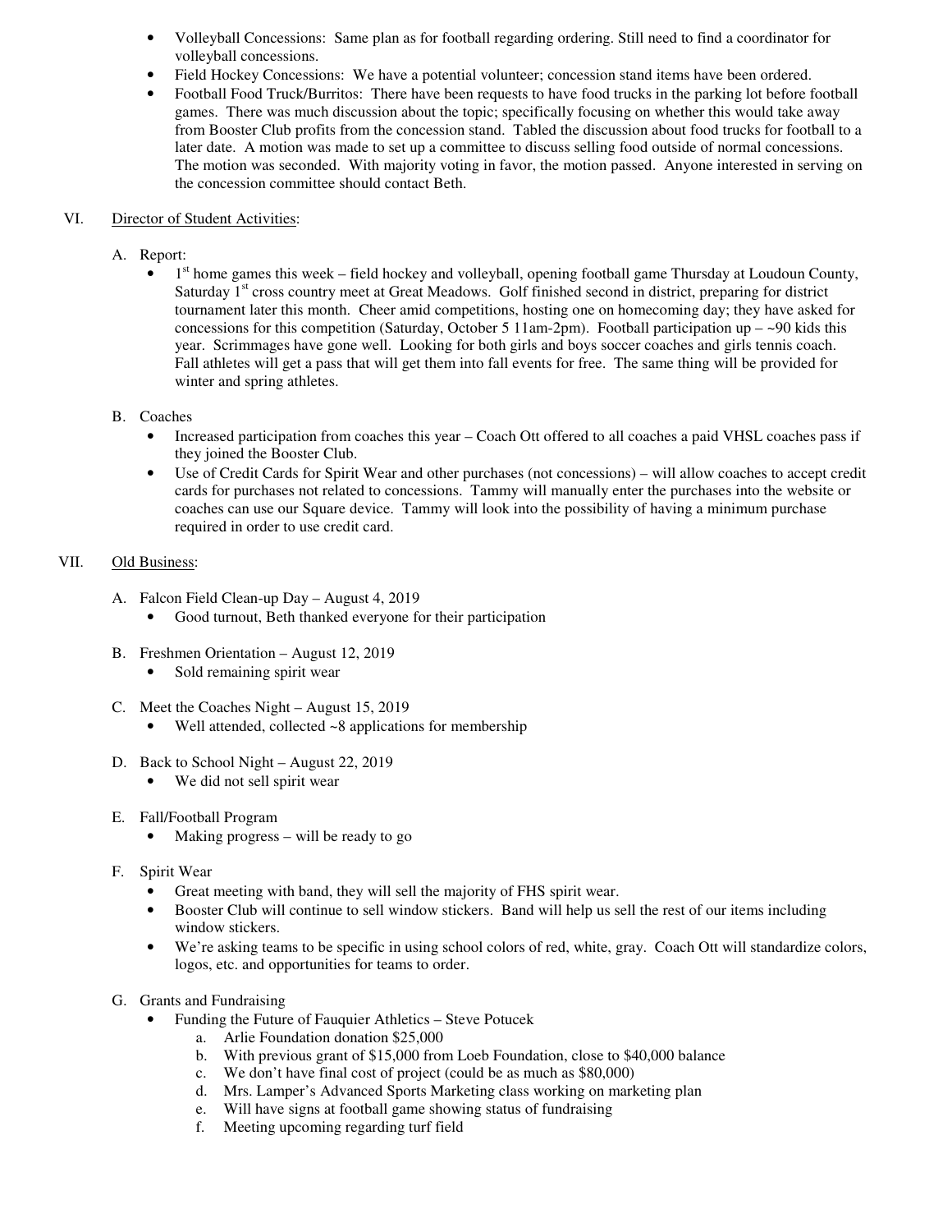- Volleyball Concessions: Same plan as for football regarding ordering. Still need to find a coordinator for volleyball concessions.
- Field Hockey Concessions: We have a potential volunteer; concession stand items have been ordered.
- Football Food Truck/Burritos: There have been requests to have food trucks in the parking lot before football games. There was much discussion about the topic; specifically focusing on whether this would take away from Booster Club profits from the concession stand. Tabled the discussion about food trucks for football to a later date. A motion was made to set up a committee to discuss selling food outside of normal concessions. The motion was seconded. With majority voting in favor, the motion passed. Anyone interested in serving on the concession committee should contact Beth.

VI. Director of Student Activities:

A. Report:
- 1st home games this week – field hockey and volleyball, opening football game Thursday at Loudoun County, Saturday 1st cross country meet at Great Meadows. Golf finished second in district, preparing for district tournament later this month. Cheer amid competitions, hosting one on homecoming day; they have asked for concessions for this competition (Saturday, October 5 11am-2pm). Football participation up – ~90 kids this year. Scrimmages have gone well. Looking for both girls and boys soccer coaches and girls tennis coach. Fall athletes will get a pass that will get them into fall events for free. The same thing will be provided for winter and spring athletes.

B. Coaches
- Increased participation from coaches this year – Coach Ott offered to all coaches a paid VHSL coaches pass if they joined the Booster Club.
- Use of Credit Cards for Spirit Wear and other purchases (not concessions) – will allow coaches to accept credit cards for purchases not related to concessions. Tammy will manually enter the purchases into the website or coaches can use our Square device. Tammy will look into the possibility of having a minimum purchase required in order to use credit card.

VII. Old Business:

A. Falcon Field Clean-up Day – August 4, 2019
- Good turnout, Beth thanked everyone for their participation

B. Freshmen Orientation – August 12, 2019
- Sold remaining spirit wear

C. Meet the Coaches Night – August 15, 2019
- Well attended, collected ~8 applications for membership

D. Back to School Night – August 22, 2019
- We did not sell spirit wear

E. Fall/Football Program
- Making progress – will be ready to go

F. Spirit Wear
- Great meeting with band, they will sell the majority of FHS spirit wear.
- Booster Club will continue to sell window stickers. Band will help us sell the rest of our items including window stickers.
- We're asking teams to be specific in using school colors of red, white, gray. Coach Ott will standardize colors, logos, etc. and opportunities for teams to order.

G. Grants and Fundraising
- Funding the Future of Fauquier Athletics – Steve Potucek
  a. Arlie Foundation donation $25,000
  b. With previous grant of $15,000 from Loeb Foundation, close to $40,000 balance
  c. We don't have final cost of project (could be as much as $80,000)
  d. Mrs. Lamper's Advanced Sports Marketing class working on marketing plan
  e. Will have signs at football game showing status of fundraising
  f. Meeting upcoming regarding turf field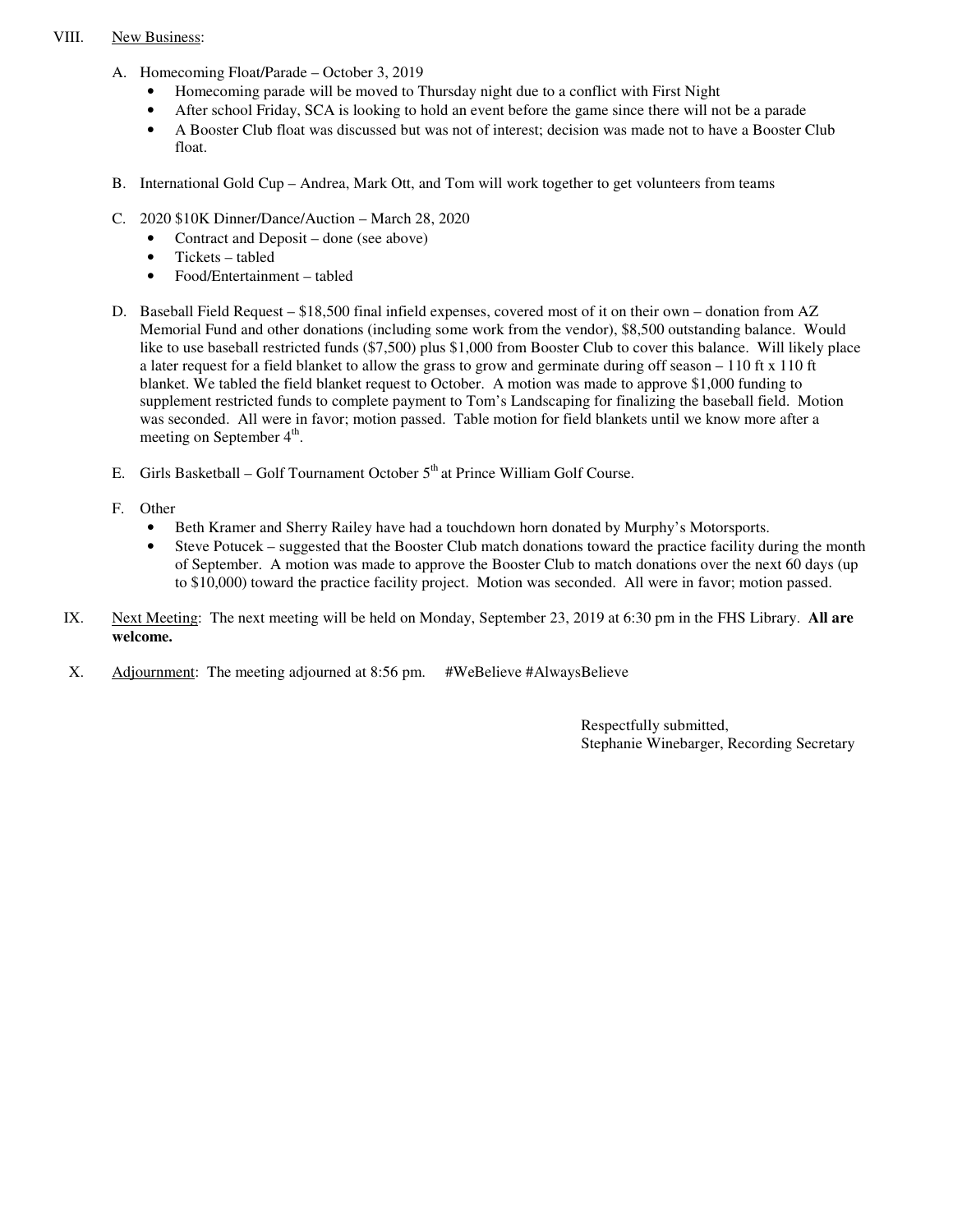VIII. New Business:

A. Homecoming Float/Parade – October 3, 2019
   - Homecoming parade will be moved to Thursday night due to a conflict with First Night
   - After school Friday, SCA is looking to hold an event before the game since there will not be a parade
   - A Booster Club float was discussed but was not of interest; decision was made not to have a Booster Club float.

B. International Gold Cup – Andrea, Mark Ott, and Tom will work together to get volunteers from teams

C. 2020 $10K Dinner/Dance/Auction – March 28, 2020
   - Contract and Deposit – done (see above)
   - Tickets – tabled
   - Food/Entertainment – tabled

D. Baseball Field Request – $18,500 final infield expenses, covered most of it on their own – donation from AZ Memorial Fund and other donations (including some work from the vendor), $8,500 outstanding balance. Would like to use baseball restricted funds ($7,500) plus $1,000 from Booster Club to cover this balance. Will likely place a later request for a field blanket to allow the grass to grow and germinate during off season – 110 ft x 110 ft blanket. We tabled the field blanket request to October. A motion was made to approve $1,000 funding to supplement restricted funds to complete payment to Tom's Landscaping for finalizing the baseball field. Motion was seconded. All were in favor; motion passed. Table motion for field blankets until we know more after a meeting on September 4th.

E. Girls Basketball – Golf Tournament October 5th at Prince William Golf Course.

F. Other
   - Beth Kramer and Sherry Railey have had a touchdown horn donated by Murphy's Motorsports.
   - Steve Potucek – suggested that the Booster Club match donations toward the practice facility during the month of September. A motion was made to approve the Booster Club to match donations over the next 60 days (up to $10,000) toward the practice facility project. Motion was seconded. All were in favor; motion passed.

IX. Next Meeting: The next meeting will be held on Monday, September 23, 2019 at 6:30 pm in the FHS Library. **All are welcome.**

X. Adjournment: The meeting adjourned at 8:56 pm. #WeBelieve #AlwaysBelieve

Respectfully submitted,
Stephanie Winebarger, Recording Secretary